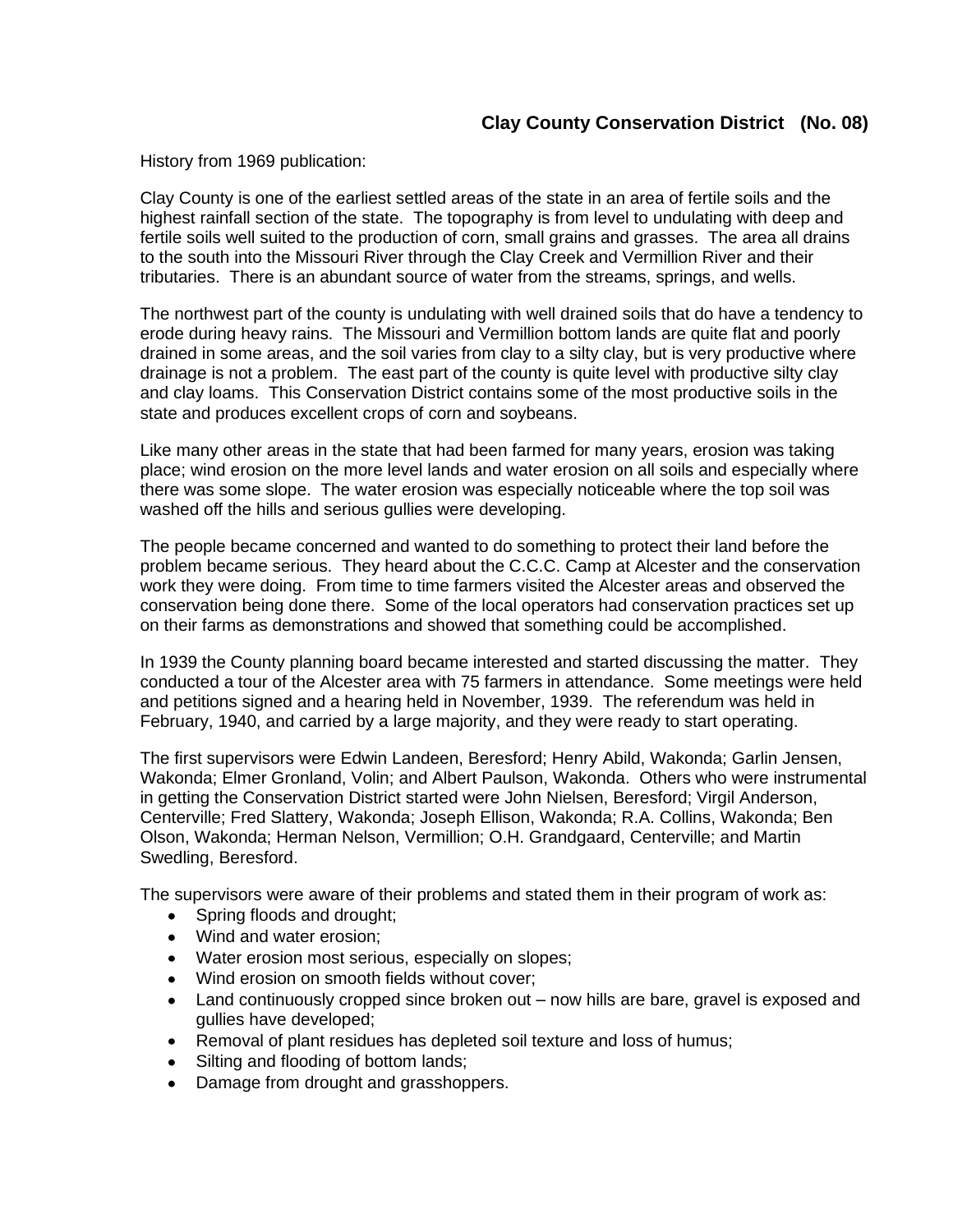## **Clay County Conservation District (No. 08)**

History from 1969 publication:

Clay County is one of the earliest settled areas of the state in an area of fertile soils and the highest rainfall section of the state. The topography is from level to undulating with deep and fertile soils well suited to the production of corn, small grains and grasses. The area all drains to the south into the Missouri River through the Clay Creek and Vermillion River and their tributaries. There is an abundant source of water from the streams, springs, and wells.

The northwest part of the county is undulating with well drained soils that do have a tendency to erode during heavy rains. The Missouri and Vermillion bottom lands are quite flat and poorly drained in some areas, and the soil varies from clay to a silty clay, but is very productive where drainage is not a problem. The east part of the county is quite level with productive silty clay and clay loams. This Conservation District contains some of the most productive soils in the state and produces excellent crops of corn and soybeans.

Like many other areas in the state that had been farmed for many years, erosion was taking place; wind erosion on the more level lands and water erosion on all soils and especially where there was some slope. The water erosion was especially noticeable where the top soil was washed off the hills and serious gullies were developing.

The people became concerned and wanted to do something to protect their land before the problem became serious. They heard about the C.C.C. Camp at Alcester and the conservation work they were doing. From time to time farmers visited the Alcester areas and observed the conservation being done there. Some of the local operators had conservation practices set up on their farms as demonstrations and showed that something could be accomplished.

In 1939 the County planning board became interested and started discussing the matter. They conducted a tour of the Alcester area with 75 farmers in attendance. Some meetings were held and petitions signed and a hearing held in November, 1939. The referendum was held in February, 1940, and carried by a large majority, and they were ready to start operating.

The first supervisors were Edwin Landeen, Beresford; Henry Abild, Wakonda; Garlin Jensen, Wakonda; Elmer Gronland, Volin; and Albert Paulson, Wakonda. Others who were instrumental in getting the Conservation District started were John Nielsen, Beresford; Virgil Anderson, Centerville; Fred Slattery, Wakonda; Joseph Ellison, Wakonda; R.A. Collins, Wakonda; Ben Olson, Wakonda; Herman Nelson, Vermillion; O.H. Grandgaard, Centerville; and Martin Swedling, Beresford.

The supervisors were aware of their problems and stated them in their program of work as:

- Spring floods and drought;
- Wind and water erosion;
- Water erosion most serious, especially on slopes;
- Wind erosion on smooth fields without cover;
- Land continuously cropped since broken out – now hills are bare, gravel is exposed and gullies have developed;
- Removal of plant residues has depleted soil texture and loss of humus;
- Silting and flooding of bottom lands;
- Damage from drought and grasshoppers.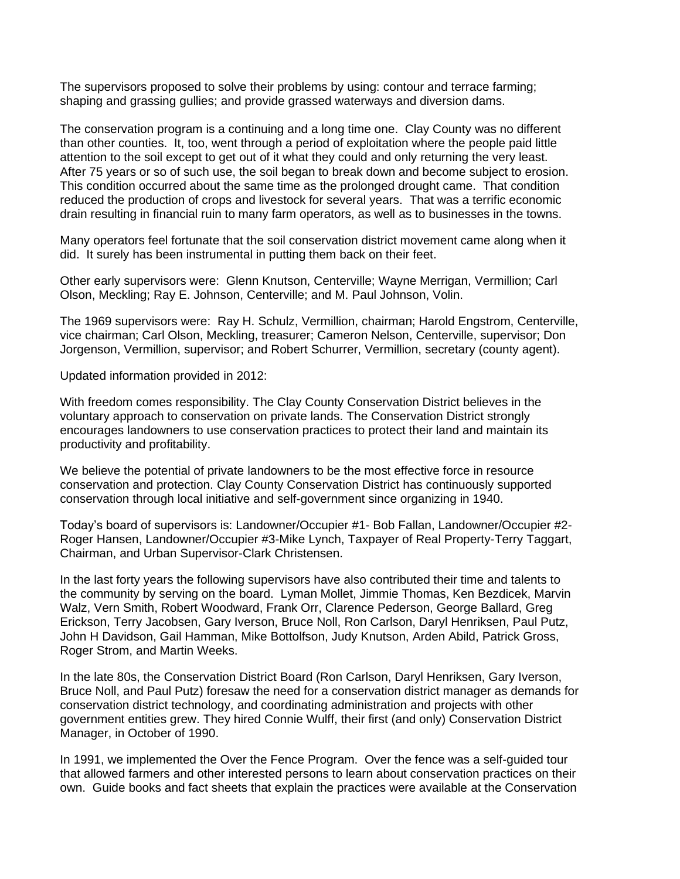The supervisors proposed to solve their problems by using: contour and terrace farming; shaping and grassing gullies; and provide grassed waterways and diversion dams.

The conservation program is a continuing and a long time one. Clay County was no different than other counties. It, too, went through a period of exploitation where the people paid little attention to the soil except to get out of it what they could and only returning the very least. After 75 years or so of such use, the soil began to break down and become subject to erosion. This condition occurred about the same time as the prolonged drought came. That condition reduced the production of crops and livestock for several years. That was a terrific economic drain resulting in financial ruin to many farm operators, as well as to businesses in the towns.

Many operators feel fortunate that the soil conservation district movement came along when it did. It surely has been instrumental in putting them back on their feet.

Other early supervisors were: Glenn Knutson, Centerville; Wayne Merrigan, Vermillion; Carl Olson, Meckling; Ray E. Johnson, Centerville; and M. Paul Johnson, Volin.

The 1969 supervisors were: Ray H. Schulz, Vermillion, chairman; Harold Engstrom, Centerville, vice chairman; Carl Olson, Meckling, treasurer; Cameron Nelson, Centerville, supervisor; Don Jorgenson, Vermillion, supervisor; and Robert Schurrer, Vermillion, secretary (county agent).

Updated information provided in 2012:

With freedom comes responsibility. The Clay County Conservation District believes in the voluntary approach to conservation on private lands. The Conservation District strongly encourages landowners to use conservation practices to protect their land and maintain its productivity and profitability.

We believe the potential of private landowners to be the most effective force in resource conservation and protection. Clay County Conservation District has continuously supported conservation through local initiative and self-government since organizing in 1940.

Today's board of supervisors is: Landowner/Occupier #1- Bob Fallan, Landowner/Occupier #2- Roger Hansen, Landowner/Occupier #3-Mike Lynch, Taxpayer of Real Property-Terry Taggart, Chairman, and Urban Supervisor-Clark Christensen.

In the last forty years the following supervisors have also contributed their time and talents to the community by serving on the board. Lyman Mollet, Jimmie Thomas, Ken Bezdicek, Marvin Walz, Vern Smith, Robert Woodward, Frank Orr, Clarence Pederson, George Ballard, Greg Erickson, Terry Jacobsen, Gary Iverson, Bruce Noll, Ron Carlson, Daryl Henriksen, Paul Putz, John H Davidson, Gail Hamman, Mike Bottolfson, Judy Knutson, Arden Abild, Patrick Gross, Roger Strom, and Martin Weeks.

In the late 80s, the Conservation District Board (Ron Carlson, Daryl Henriksen, Gary Iverson, Bruce Noll, and Paul Putz) foresaw the need for a conservation district manager as demands for conservation district technology, and coordinating administration and projects with other government entities grew. They hired Connie Wulff, their first (and only) Conservation District Manager, in October of 1990.

In 1991, we implemented the Over the Fence Program. Over the fence was a self-guided tour that allowed farmers and other interested persons to learn about conservation practices on their own. Guide books and fact sheets that explain the practices were available at the Conservation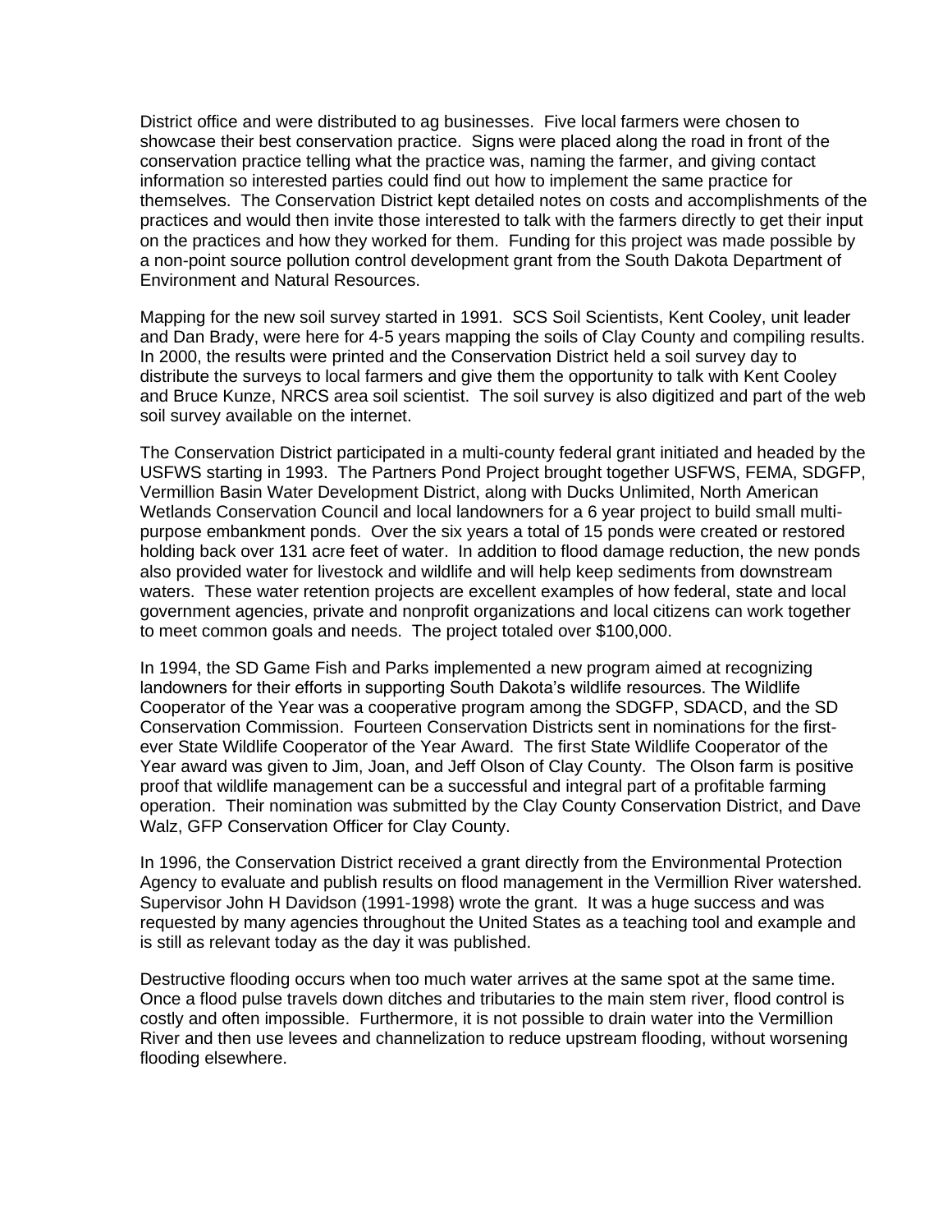District office and were distributed to ag businesses. Five local farmers were chosen to showcase their best conservation practice. Signs were placed along the road in front of the conservation practice telling what the practice was, naming the farmer, and giving contact information so interested parties could find out how to implement the same practice for themselves. The Conservation District kept detailed notes on costs and accomplishments of the practices and would then invite those interested to talk with the farmers directly to get their input on the practices and how they worked for them. Funding for this project was made possible by a non-point source pollution control development grant from the South Dakota Department of Environment and Natural Resources.

Mapping for the new soil survey started in 1991. SCS Soil Scientists, Kent Cooley, unit leader and Dan Brady, were here for 4-5 years mapping the soils of Clay County and compiling results. In 2000, the results were printed and the Conservation District held a soil survey day to distribute the surveys to local farmers and give them the opportunity to talk with Kent Cooley and Bruce Kunze, NRCS area soil scientist. The soil survey is also digitized and part of the web soil survey available on the internet.

The Conservation District participated in a multi-county federal grant initiated and headed by the USFWS starting in 1993. The Partners Pond Project brought together USFWS, FEMA, SDGFP, Vermillion Basin Water Development District, along with Ducks Unlimited, North American Wetlands Conservation Council and local landowners for a 6 year project to build small multi-purpose embankment ponds. Over the six years a total of 15 ponds were created or restored holding back over 131 acre feet of water. In addition to flood damage reduction, the new ponds also provided water for livestock and wildlife and will help keep sediments from downstream waters. These water retention projects are excellent examples of how federal, state and local government agencies, private and nonprofit organizations and local citizens can work together to meet common goals and needs. The project totaled over $100,000.

In 1994, the SD Game Fish and Parks implemented a new program aimed at recognizing landowners for their efforts in supporting South Dakota's wildlife resources. The Wildlife Cooperator of the Year was a cooperative program among the SDGFP, SDACD, and the SD Conservation Commission. Fourteen Conservation Districts sent in nominations for the first-ever State Wildlife Cooperator of the Year Award. The first State Wildlife Cooperator of the Year award was given to Jim, Joan, and Jeff Olson of Clay County. The Olson farm is positive proof that wildlife management can be a successful and integral part of a profitable farming operation. Their nomination was submitted by the Clay County Conservation District, and Dave Walz, GFP Conservation Officer for Clay County.

In 1996, the Conservation District received a grant directly from the Environmental Protection Agency to evaluate and publish results on flood management in the Vermillion River watershed. Supervisor John H Davidson (1991-1998) wrote the grant. It was a huge success and was requested by many agencies throughout the United States as a teaching tool and example and is still as relevant today as the day it was published.

Destructive flooding occurs when too much water arrives at the same spot at the same time. Once a flood pulse travels down ditches and tributaries to the main stem river, flood control is costly and often impossible. Furthermore, it is not possible to drain water into the Vermillion River and then use levees and channelization to reduce upstream flooding, without worsening flooding elsewhere.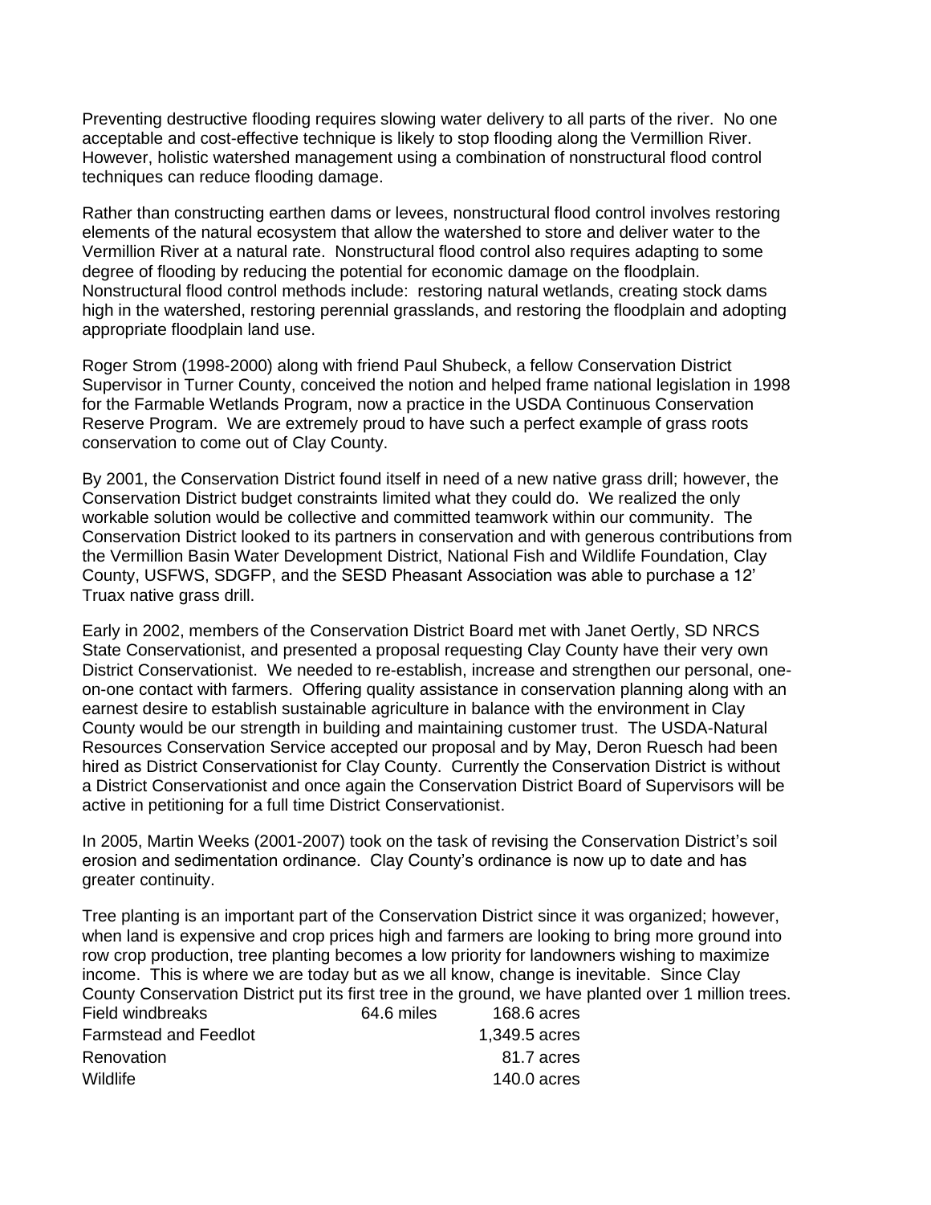Preventing destructive flooding requires slowing water delivery to all parts of the river. No one acceptable and cost-effective technique is likely to stop flooding along the Vermillion River. However, holistic watershed management using a combination of nonstructural flood control techniques can reduce flooding damage.

Rather than constructing earthen dams or levees, nonstructural flood control involves restoring elements of the natural ecosystem that allow the watershed to store and deliver water to the Vermillion River at a natural rate. Nonstructural flood control also requires adapting to some degree of flooding by reducing the potential for economic damage on the floodplain. Nonstructural flood control methods include: restoring natural wetlands, creating stock dams high in the watershed, restoring perennial grasslands, and restoring the floodplain and adopting appropriate floodplain land use.

Roger Strom (1998-2000) along with friend Paul Shubeck, a fellow Conservation District Supervisor in Turner County, conceived the notion and helped frame national legislation in 1998 for the Farmable Wetlands Program, now a practice in the USDA Continuous Conservation Reserve Program. We are extremely proud to have such a perfect example of grass roots conservation to come out of Clay County.

By 2001, the Conservation District found itself in need of a new native grass drill; however, the Conservation District budget constraints limited what they could do. We realized the only workable solution would be collective and committed teamwork within our community. The Conservation District looked to its partners in conservation and with generous contributions from the Vermillion Basin Water Development District, National Fish and Wildlife Foundation, Clay County, USFWS, SDGFP, and the SESD Pheasant Association was able to purchase a 12' Truax native grass drill.

Early in 2002, members of the Conservation District Board met with Janet Oertly, SD NRCS State Conservationist, and presented a proposal requesting Clay County have their very own District Conservationist. We needed to re-establish, increase and strengthen our personal, one-on-one contact with farmers. Offering quality assistance in conservation planning along with an earnest desire to establish sustainable agriculture in balance with the environment in Clay County would be our strength in building and maintaining customer trust. The USDA-Natural Resources Conservation Service accepted our proposal and by May, Deron Ruesch had been hired as District Conservationist for Clay County. Currently the Conservation District is without a District Conservationist and once again the Conservation District Board of Supervisors will be active in petitioning for a full time District Conservationist.

In 2005, Martin Weeks (2001-2007) took on the task of revising the Conservation District's soil erosion and sedimentation ordinance. Clay County's ordinance is now up to date and has greater continuity.

Tree planting is an important part of the Conservation District since it was organized; however, when land is expensive and crop prices high and farmers are looking to bring more ground into row crop production, tree planting becomes a low priority for landowners wishing to maximize income. This is where we are today but as we all know, change is inevitable. Since Clay County Conservation District put its first tree in the ground, we have planted over 1 million trees.

| | | |
|---|---|---|
| Field windbreaks | 64.6 miles | 168.6 acres |
| Farmstead and Feedlot | | 1,349.5 acres |
| Renovation | | 81.7 acres |
| Wildlife | | 140.0 acres |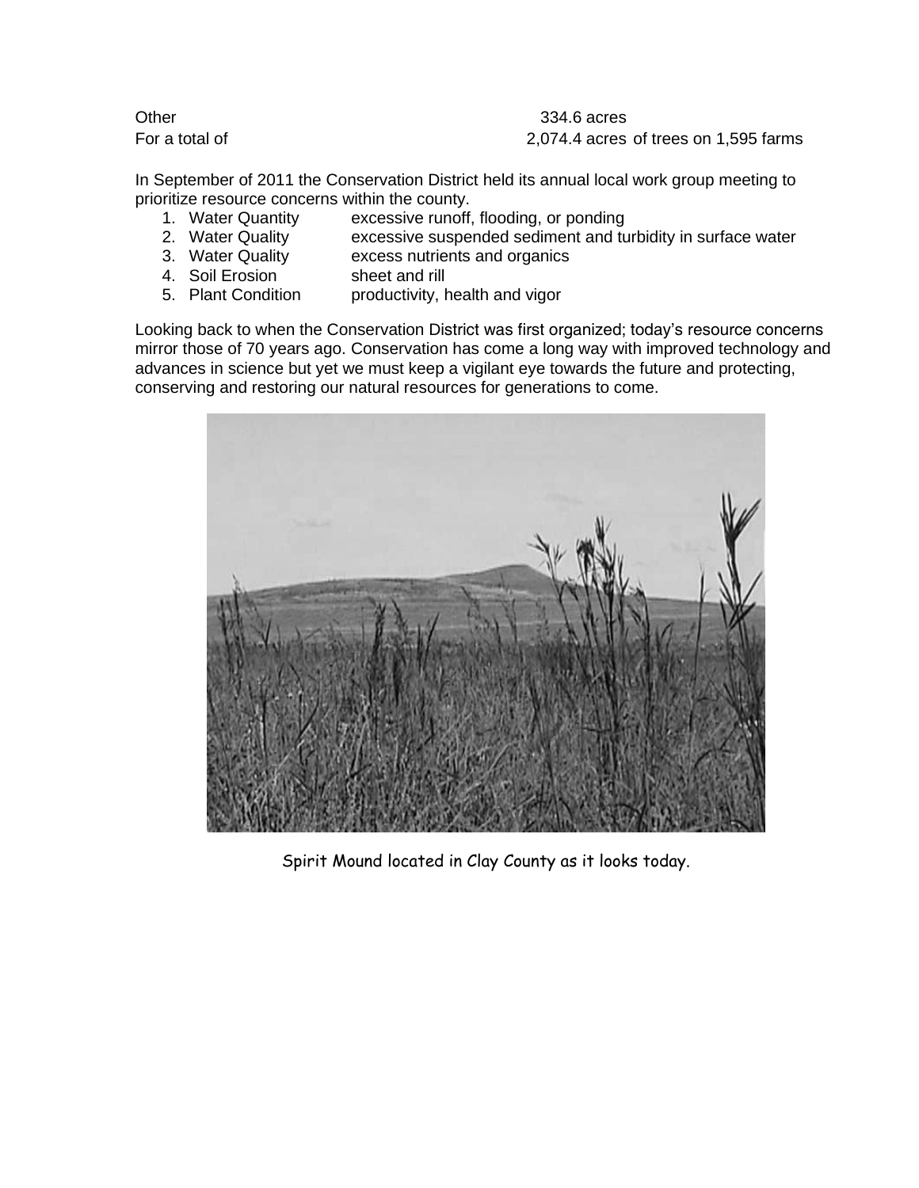| | | |
|---|---|---|
| Other | 334.6 acres | |
| For a total of | 2,074.4 acres | of trees on 1,595 farms |

In September of 2011 the Conservation District held its annual local work group meeting to prioritize resource concerns within the county.

1. Water Quantity — excessive runoff, flooding, or ponding
2. Water Quality — excessive suspended sediment and turbidity in surface water
3. Water Quality — excess nutrients and organics
4. Soil Erosion — sheet and rill
5. Plant Condition — productivity, health and vigor

Looking back to when the Conservation District was first organized; today's resource concerns mirror those of 70 years ago. Conservation has come a long way with improved technology and advances in science but yet we must keep a vigilant eye towards the future and protecting, conserving and restoring our natural resources for generations to come.

Spirit Mound located in Clay County as it looks today.